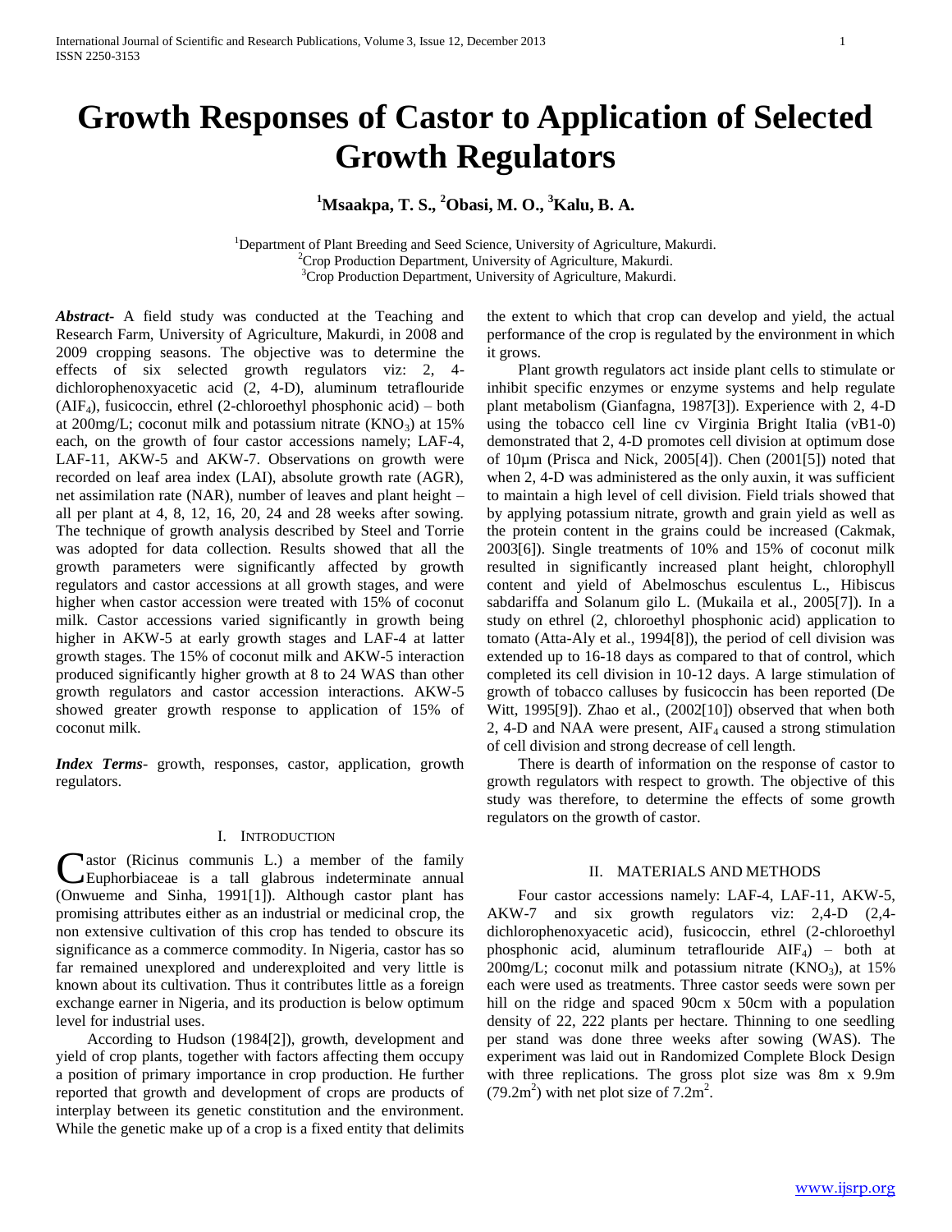# Growth Responses of Castor to Application of Selected Growth Regulators

**[1]Msaakpa, T. S., [2]Obasi, M. O., [3]Kalu, B. A.**

[1]Department of Plant Breeding and Seed Science, University of Agriculture, Makurdi.
[2]Crop Production Department, University of Agriculture, Makurdi.
[3]Crop Production Department, University of Agriculture, Makurdi.

***Abstract***- A field study was conducted at the Teaching and Research Farm, University of Agriculture, Makurdi, in 2008 and 2009 cropping seasons. The objective was to determine the effects of six selected growth regulators viz: 2, 4-dichlorophenoxyacetic acid (2, 4-D), aluminum tetraflouride ($AIF_4$), fusicoccin, ethrel (2-chloroethyl phosphonic acid) – both at 200mg/L; coconut milk and potassium nitrate ($KNO_3$) at 15% each, on the growth of four castor accessions namely; LAF-4, LAF-11, AKW-5 and AKW-7. Observations on growth were recorded on leaf area index (LAI), absolute growth rate (AGR), net assimilation rate (NAR), number of leaves and plant height – all per plant at 4, 8, 12, 16, 20, 24 and 28 weeks after sowing. The technique of growth analysis described by Steel and Torrie was adopted for data collection. Results showed that all the growth parameters were significantly affected by growth regulators and castor accessions at all growth stages, and were higher when castor accession were treated with 15% of coconut milk. Castor accessions varied significantly in growth being higher in AKW-5 at early growth stages and LAF-4 at latter growth stages. The 15% of coconut milk and AKW-5 interaction produced significantly higher growth at 8 to 24 WAS than other growth regulators and castor accession interactions. AKW-5 showed greater growth response to application of 15% of coconut milk.

***Index Terms***- growth, responses, castor, application, growth regulators.

## I. Introduction

Castor (Ricinus communis L.) a member of the family Euphorbiaceae is a tall glabrous indeterminate annual (Onwueme and Sinha, 1991[1]). Although castor plant has promising attributes either as an industrial or medicinal crop, the non extensive cultivation of this crop has tended to obscure its significance as a commerce commodity. In Nigeria, castor has so far remained unexplored and underexploited and very little is known about its cultivation. Thus it contributes little as a foreign exchange earner in Nigeria, and its production is below optimum level for industrial uses.

According to Hudson (1984[2]), growth, development and yield of crop plants, together with factors affecting them occupy a position of primary importance in crop production. He further reported that growth and development of crops are products of interplay between its genetic constitution and the environment. While the genetic make up of a crop is a fixed entity that delimits the extent to which that crop can develop and yield, the actual performance of the crop is regulated by the environment in which it grows.

Plant growth regulators act inside plant cells to stimulate or inhibit specific enzymes or enzyme systems and help regulate plant metabolism (Gianfagna, 1987[3]). Experience with 2, 4-D using the tobacco cell line cv Virginia Bright Italia (vB1-0) demonstrated that 2, 4-D promotes cell division at optimum dose of 10µm (Prisca and Nick, 2005[4]). Chen (2001[5]) noted that when 2, 4-D was administered as the only auxin, it was sufficient to maintain a high level of cell division. Field trials showed that by applying potassium nitrate, growth and grain yield as well as the protein content in the grains could be increased (Cakmak, 2003[6]). Single treatments of 10% and 15% of coconut milk resulted in significantly increased plant height, chlorophyll content and yield of Abelmoschus esculentus L., Hibiscus sabdariffa and Solanum gilo L. (Mukaila et al., 2005[7]). In a study on ethrel (2, chloroethyl phosphonic acid) application to tomato (Atta-Aly et al., 1994[8]), the period of cell division was extended up to 16-18 days as compared to that of control, which completed its cell division in 10-12 days. A large stimulation of growth of tobacco calluses by fusicoccin has been reported (De Witt, 1995[9]). Zhao et al., (2002[10]) observed that when both 2, 4-D and NAA were present, $AIF_4$ caused a strong stimulation of cell division and strong decrease of cell length.

There is dearth of information on the response of castor to growth regulators with respect to growth. The objective of this study was therefore, to determine the effects of some growth regulators on the growth of castor.

## II. Materials and Methods

Four castor accessions namely: LAF-4, LAF-11, AKW-5, AKW-7 and six growth regulators viz: 2,4-D (2,4-dichlorophenoxyacetic acid), fusicoccin, ethrel (2-chloroethyl phosphonic acid), aluminum tetraflouride $AIF_4$) – both at 200mg/L; coconut milk and potassium nitrate ($KNO_3$), at 15% each were used as treatments. Three castor seeds were sown per hill on the ridge and spaced 90cm x 50cm with a population density of 22, 222 plants per hectare. Thinning to one seedling per stand was done three weeks after sowing (WAS). The experiment was laid out in Randomized Complete Block Design with three replications. The gross plot size was 8m x 9.9m ($79.2m^2$) with net plot size of $7.2m^2$.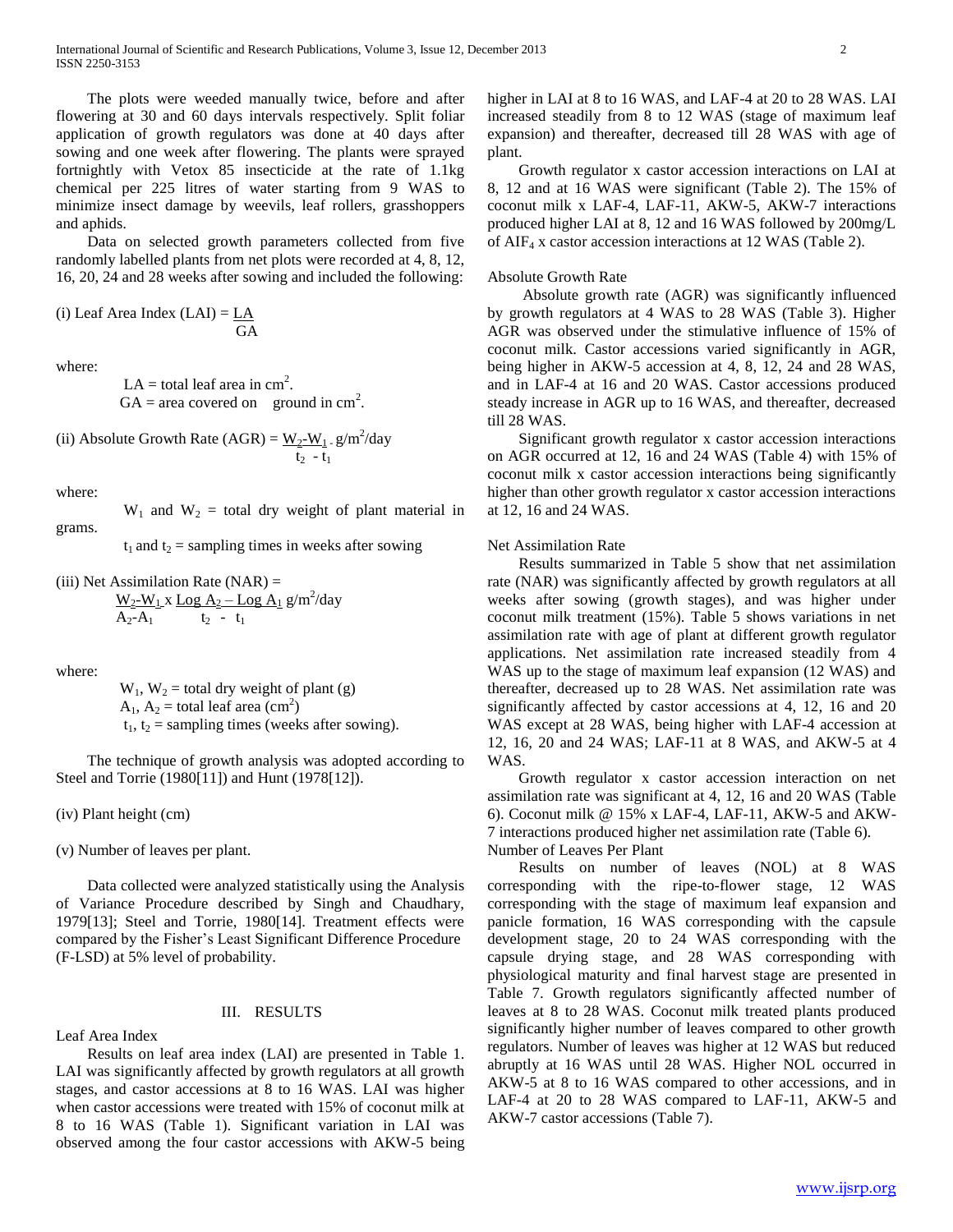The plots were weeded manually twice, before and after flowering at 30 and 60 days intervals respectively. Split foliar application of growth regulators was done at 40 days after sowing and one week after flowering. The plants were sprayed fortnightly with Vetox 85 insecticide at the rate of 1.1kg chemical per 225 litres of water starting from 9 WAS to minimize insect damage by weevils, leaf rollers, grasshoppers and aphids.

Data on selected growth parameters collected from five randomly labelled plants from net plots were recorded at 4, 8, 12, 16, 20, 24 and 28 weeks after sowing and included the following:

(i) Leaf Area Index (LAI) = $\frac{LA}{GA}$

where:

LA = total leaf area in $cm^2$.
GA = area covered on ground in $cm^2$.

(ii) Absolute Growth Rate (AGR) = $\frac{W_2 - W_1}{t_2 - t_1}$ $g/m^2$/day

where:

$W_1$ and $W_2$ = total dry weight of plant material in grams.

$t_1$ and $t_2$ = sampling times in weeks after sowing

(iii) Net Assimilation Rate (NAR) =
$\frac{W_2 - W_1}{A_2 - A_1} \times \frac{\text{Log } A_2 - \text{Log } A_1}{t_2 - t_1}$ $g/m^2$/day

where:

$W_1$, $W_2$ = total dry weight of plant (g)
$A_1$, $A_2$ = total leaf area ($cm^2$)
$t_1$, $t_2$ = sampling times (weeks after sowing).

The technique of growth analysis was adopted according to Steel and Torrie (1980[11]) and Hunt (1978[12]).

(iv) Plant height (cm)

(v) Number of leaves per plant.

Data collected were analyzed statistically using the Analysis of Variance Procedure described by Singh and Chaudhary, 1979[13]; Steel and Torrie, 1980[14]. Treatment effects were compared by the Fisher's Least Significant Difference Procedure (F-LSD) at 5% level of probability.

## III. RESULTS

### Leaf Area Index

Results on leaf area index (LAI) are presented in Table 1. LAI was significantly affected by growth regulators at all growth stages, and castor accessions at 8 to 16 WAS. LAI was higher when castor accessions were treated with 15% of coconut milk at 8 to 16 WAS (Table 1). Significant variation in LAI was observed among the four castor accessions with AKW-5 being higher in LAI at 8 to 16 WAS, and LAF-4 at 20 to 28 WAS. LAI increased steadily from 8 to 12 WAS (stage of maximum leaf expansion) and thereafter, decreased till 28 WAS with age of plant.

Growth regulator x castor accession interactions on LAI at 8, 12 and at 16 WAS were significant (Table 2). The 15% of coconut milk x LAF-4, LAF-11, AKW-5, AKW-7 interactions produced higher LAI at 8, 12 and 16 WAS followed by 200mg/L of $AIF_4$ x castor accession interactions at 12 WAS (Table 2).

### Absolute Growth Rate

Absolute growth rate (AGR) was significantly influenced by growth regulators at 4 WAS to 28 WAS (Table 3). Higher AGR was observed under the stimulative influence of 15% of coconut milk. Castor accessions varied significantly in AGR, being higher in AKW-5 accession at 4, 8, 12, 24 and 28 WAS, and in LAF-4 at 16 and 20 WAS. Castor accessions produced steady increase in AGR up to 16 WAS, and thereafter, decreased till 28 WAS.

Significant growth regulator x castor accession interactions on AGR occurred at 12, 16 and 24 WAS (Table 4) with 15% of coconut milk x castor accession interactions being significantly higher than other growth regulator x castor accession interactions at 12, 16 and 24 WAS.

### Net Assimilation Rate

Results summarized in Table 5 show that net assimilation rate (NAR) was significantly affected by growth regulators at all weeks after sowing (growth stages), and was higher under coconut milk treatment (15%). Table 5 shows variations in net assimilation rate with age of plant at different growth regulator applications. Net assimilation rate increased steadily from 4 WAS up to the stage of maximum leaf expansion (12 WAS) and thereafter, decreased up to 28 WAS. Net assimilation rate was significantly affected by castor accessions at 4, 12, 16 and 20 WAS except at 28 WAS, being higher with LAF-4 accession at 12, 16, 20 and 24 WAS; LAF-11 at 8 WAS, and AKW-5 at 4 WAS.

Growth regulator x castor accession interaction on net assimilation rate was significant at 4, 12, 16 and 20 WAS (Table 6). Coconut milk @ 15% x LAF-4, LAF-11, AKW-5 and AKW-7 interactions produced higher net assimilation rate (Table 6).

### Number of Leaves Per Plant

Results on number of leaves (NOL) at 8 WAS corresponding with the ripe-to-flower stage, 12 WAS corresponding with the stage of maximum leaf expansion and panicle formation, 16 WAS corresponding with the capsule development stage, 20 to 24 WAS corresponding with the capsule drying stage, and 28 WAS corresponding with physiological maturity and final harvest stage are presented in Table 7. Growth regulators significantly affected number of leaves at 8 to 28 WAS. Coconut milk treated plants produced significantly higher number of leaves compared to other growth regulators. Number of leaves was higher at 12 WAS but reduced abruptly at 16 WAS until 28 WAS. Higher NOL occurred in AKW-5 at 8 to 16 WAS compared to other accessions, and in LAF-4 at 20 to 28 WAS compared to LAF-11, AKW-5 and AKW-7 castor accessions (Table 7).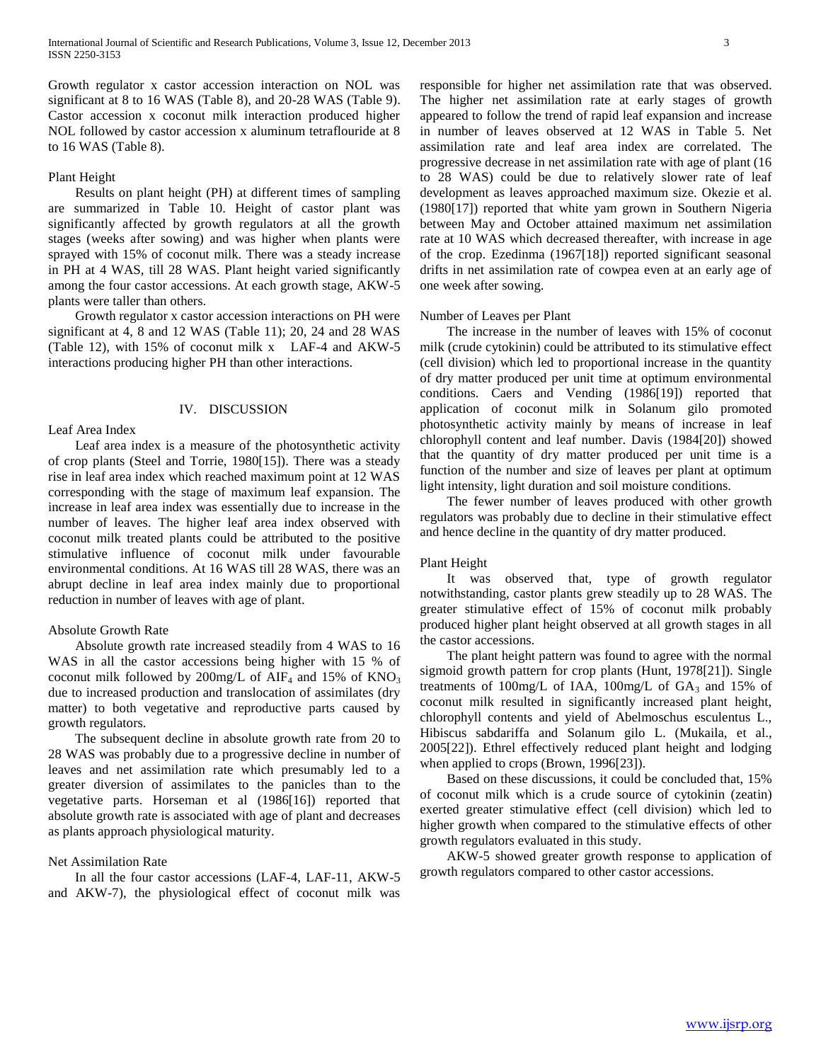Growth regulator x castor accession interaction on NOL was significant at 8 to 16 WAS (Table 8), and 20-28 WAS (Table 9). Castor accession x coconut milk interaction produced higher NOL followed by castor accession x aluminum tetraflouride at 8 to 16 WAS (Table 8).

### Plant Height

Results on plant height (PH) at different times of sampling are summarized in Table 10. Height of castor plant was significantly affected by growth regulators at all the growth stages (weeks after sowing) and was higher when plants were sprayed with 15% of coconut milk. There was a steady increase in PH at 4 WAS, till 28 WAS. Plant height varied significantly among the four castor accessions. At each growth stage, AKW-5 plants were taller than others.

Growth regulator x castor accession interactions on PH were significant at 4, 8 and 12 WAS (Table 11); 20, 24 and 28 WAS (Table 12), with 15% of coconut milk x LAF-4 and AKW-5 interactions producing higher PH than other interactions.

## IV. DISCUSSION

### Leaf Area Index

Leaf area index is a measure of the photosynthetic activity of crop plants (Steel and Torrie, 1980[15]). There was a steady rise in leaf area index which reached maximum point at 12 WAS corresponding with the stage of maximum leaf expansion. The increase in leaf area index was essentially due to increase in the number of leaves. The higher leaf area index observed with coconut milk treated plants could be attributed to the positive stimulative influence of coconut milk under favourable environmental conditions. At 16 WAS till 28 WAS, there was an abrupt decline in leaf area index mainly due to proportional reduction in number of leaves with age of plant.

### Absolute Growth Rate

Absolute growth rate increased steadily from 4 WAS to 16 WAS in all the castor accessions being higher with 15 % of coconut milk followed by 200mg/L of $AIF_4$ and 15% of $KNO_3$ due to increased production and translocation of assimilates (dry matter) to both vegetative and reproductive parts caused by growth regulators.

The subsequent decline in absolute growth rate from 20 to 28 WAS was probably due to a progressive decline in number of leaves and net assimilation rate which presumably led to a greater diversion of assimilates to the panicles than to the vegetative parts. Horseman et al (1986[16]) reported that absolute growth rate is associated with age of plant and decreases as plants approach physiological maturity.

### Net Assimilation Rate

In all the four castor accessions (LAF-4, LAF-11, AKW-5 and AKW-7), the physiological effect of coconut milk was responsible for higher net assimilation rate that was observed. The higher net assimilation rate at early stages of growth appeared to follow the trend of rapid leaf expansion and increase in number of leaves observed at 12 WAS in Table 5. Net assimilation rate and leaf area index are correlated. The progressive decrease in net assimilation rate with age of plant (16 to 28 WAS) could be due to relatively slower rate of leaf development as leaves approached maximum size. Okezie et al. (1980[17]) reported that white yam grown in Southern Nigeria between May and October attained maximum net assimilation rate at 10 WAS which decreased thereafter, with increase in age of the crop. Ezedinma (1967[18]) reported significant seasonal drifts in net assimilation rate of cowpea even at an early age of one week after sowing.

### Number of Leaves per Plant

The increase in the number of leaves with 15% of coconut milk (crude cytokinin) could be attributed to its stimulative effect (cell division) which led to proportional increase in the quantity of dry matter produced per unit time at optimum environmental conditions. Caers and Vending (1986[19]) reported that application of coconut milk in Solanum gilo promoted photosynthetic activity mainly by means of increase in leaf chlorophyll content and leaf number. Davis (1984[20]) showed that the quantity of dry matter produced per unit time is a function of the number and size of leaves per plant at optimum light intensity, light duration and soil moisture conditions.

The fewer number of leaves produced with other growth regulators was probably due to decline in their stimulative effect and hence decline in the quantity of dry matter produced.

### Plant Height

It was observed that, type of growth regulator notwithstanding, castor plants grew steadily up to 28 WAS. The greater stimulative effect of 15% of coconut milk probably produced higher plant height observed at all growth stages in all the castor accessions.

The plant height pattern was found to agree with the normal sigmoid growth pattern for crop plants (Hunt, 1978[21]). Single treatments of 100mg/L of IAA, 100mg/L of $GA_3$ and 15% of coconut milk resulted in significantly increased plant height, chlorophyll contents and yield of Abelmoschus esculentus L., Hibiscus sabdariffa and Solanum gilo L. (Mukaila, et al., 2005[22]). Ethrel effectively reduced plant height and lodging when applied to crops (Brown, 1996[23]).

Based on these discussions, it could be concluded that, 15% of coconut milk which is a crude source of cytokinin (zeatin) exerted greater stimulative effect (cell division) which led to higher growth when compared to the stimulative effects of other growth regulators evaluated in this study.

AKW-5 showed greater growth response to application of growth regulators compared to other castor accessions.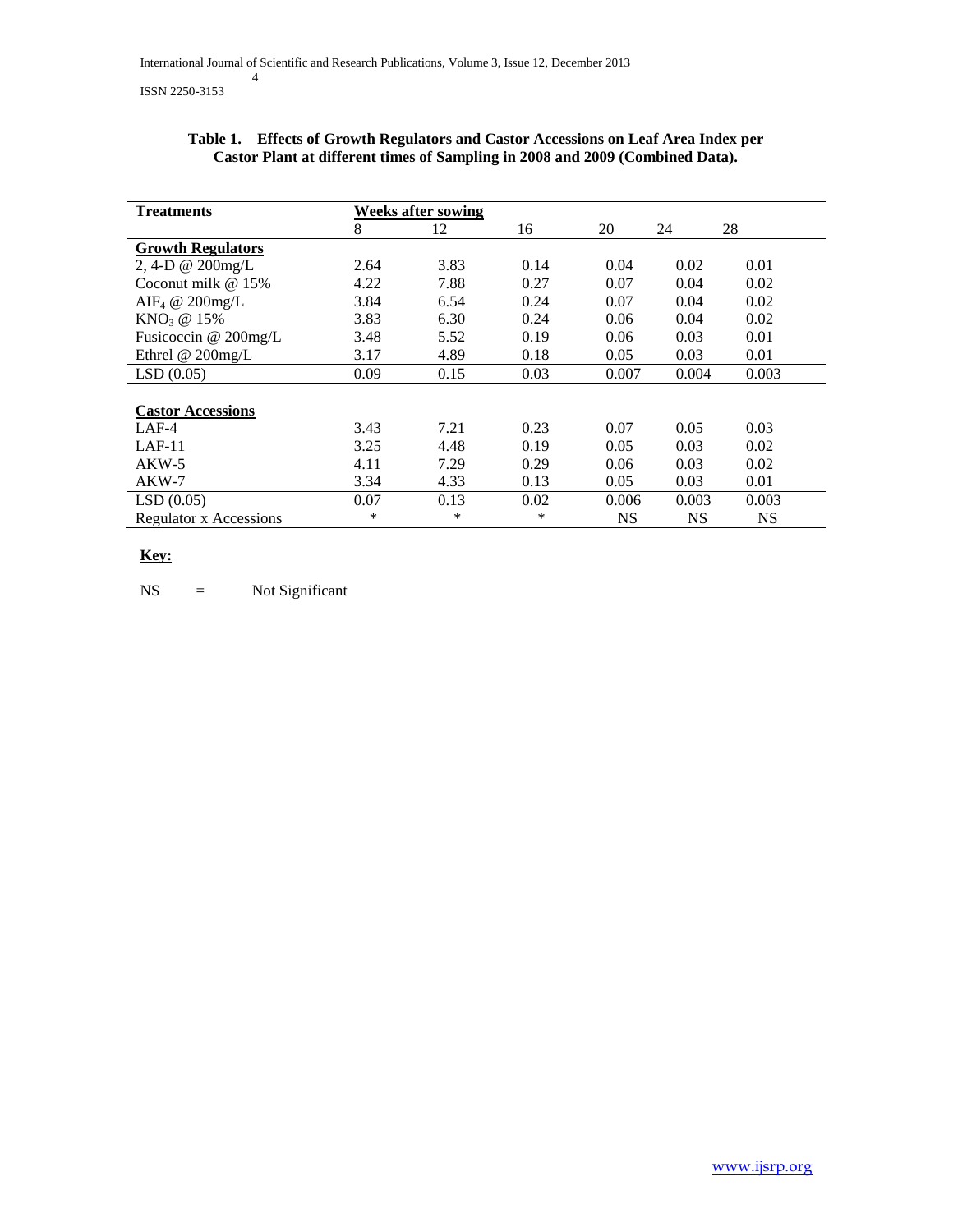**Table 1. Effects of Growth Regulators and Castor Accessions on Leaf Area Index per Castor Plant at different times of Sampling in 2008 and 2009 (Combined Data).**

| Treatments | Weeks after sowing | | | | | |
|---|---|---|---|---|---|---|
| | 8 | 12 | 16 | 20 | 24 | 28 |
| **Growth Regulators** | | | | | | |
| 2, 4-D @ 200mg/L | 2.64 | 3.83 | 0.14 | 0.04 | 0.02 | 0.01 |
| Coconut milk @ 15% | 4.22 | 7.88 | 0.27 | 0.07 | 0.04 | 0.02 |
| $AIF_4$ @ 200mg/L | 3.84 | 6.54 | 0.24 | 0.07 | 0.04 | 0.02 |
| $KNO_3$ @ 15% | 3.83 | 6.30 | 0.24 | 0.06 | 0.04 | 0.02 |
| Fusicoccin @ 200mg/L | 3.48 | 5.52 | 0.19 | 0.06 | 0.03 | 0.01 |
| Ethrel @ 200mg/L | 3.17 | 4.89 | 0.18 | 0.05 | 0.03 | 0.01 |
| LSD (0.05) | 0.09 | 0.15 | 0.03 | 0.007 | 0.004 | 0.003 |
| **Castor Accessions** | | | | | | |
| LAF-4 | 3.43 | 7.21 | 0.23 | 0.07 | 0.05 | 0.03 |
| LAF-11 | 3.25 | 4.48 | 0.19 | 0.05 | 0.03 | 0.02 |
| AKW-5 | 4.11 | 7.29 | 0.29 | 0.06 | 0.03 | 0.02 |
| AKW-7 | 3.34 | 4.33 | 0.13 | 0.05 | 0.03 | 0.01 |
| LSD (0.05) | 0.07 | 0.13 | 0.02 | 0.006 | 0.003 | 0.003 |
| Regulator x Accessions | * | * | * | NS | NS | NS |

**Key:**

NS = Not Significant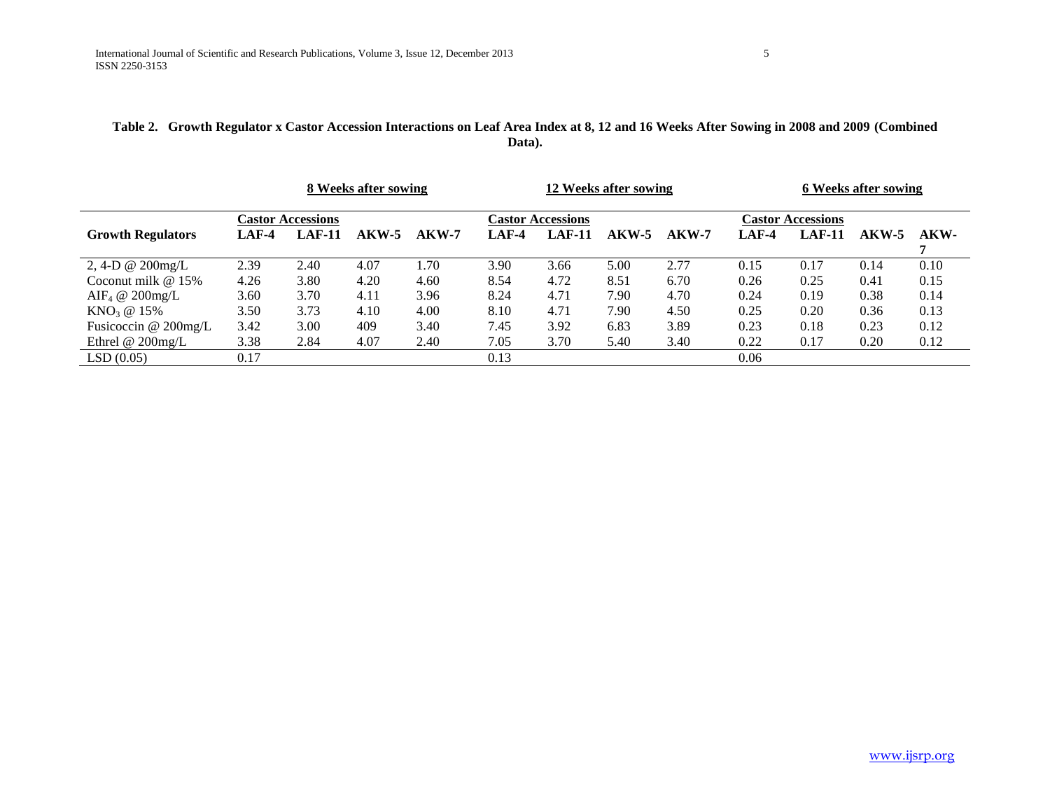**Table 2. Growth Regulator x Castor Accession Interactions on Leaf Area Index at 8, 12 and 16 Weeks After Sowing in 2008 and 2009 (Combined Data).**

| | 8 Weeks after sowing | | | | 12 Weeks after sowing | | | | 6 Weeks after sowing | | | |
|---|---|---|---|---|---|---|---|---|---|---|---|---|
| | Castor Accessions | | | | Castor Accessions | | | | Castor Accessions | | | |
| **Growth Regulators** | **LAF-4** | **LAF-11** | **AKW-5** | **AKW-7** | **LAF-4** | **LAF-11** | **AKW-5** | **AKW-7** | **LAF-4** | **LAF-11** | **AKW-5** | **AKW-7** |
| 2, 4-D @ 200mg/L | 2.39 | 2.40 | 4.07 | 1.70 | 3.90 | 3.66 | 5.00 | 2.77 | 0.15 | 0.17 | 0.14 | 0.10 |
| Coconut milk @ 15% | 4.26 | 3.80 | 4.20 | 4.60 | 8.54 | 4.72 | 8.51 | 6.70 | 0.26 | 0.25 | 0.41 | 0.15 |
| $AIF_4$ @ 200mg/L | 3.60 | 3.70 | 4.11 | 3.96 | 8.24 | 4.71 | 7.90 | 4.70 | 0.24 | 0.19 | 0.38 | 0.14 |
| $KNO_3$ @ 15% | 3.50 | 3.73 | 4.10 | 4.00 | 8.10 | 4.71 | 7.90 | 4.50 | 0.25 | 0.20 | 0.36 | 0.13 |
| Fusicoccin @ 200mg/L | 3.42 | 3.00 | 409 | 3.40 | 7.45 | 3.92 | 6.83 | 3.89 | 0.23 | 0.18 | 0.23 | 0.12 |
| Ethrel @ 200mg/L | 3.38 | 2.84 | 4.07 | 2.40 | 7.05 | 3.70 | 5.40 | 3.40 | 0.22 | 0.17 | 0.20 | 0.12 |
| LSD (0.05) | 0.17 | | | | 0.13 | | | | 0.06 | | | |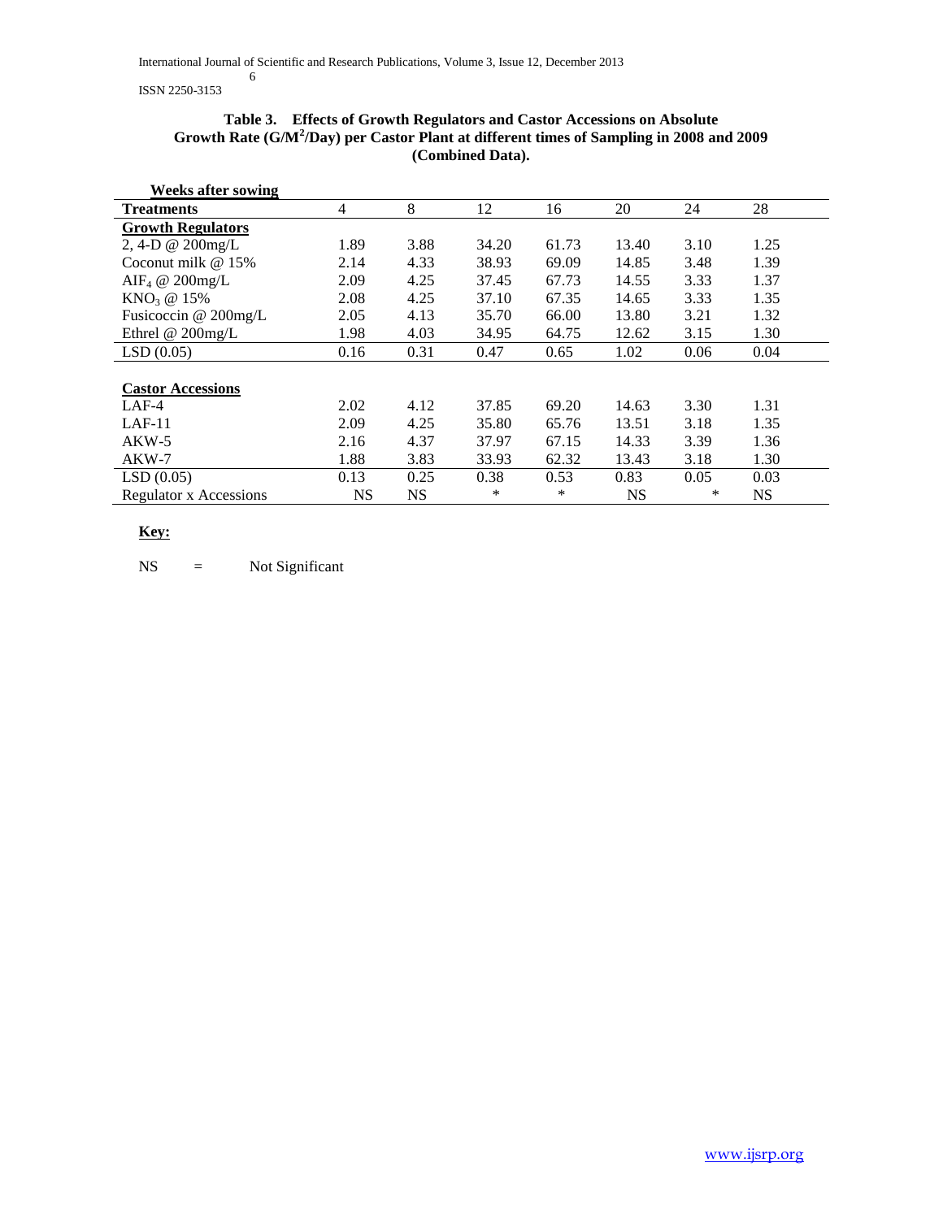**Table 3. Effects of Growth Regulators and Castor Accessions on Absolute Growth Rate ($G/M^2/Day$) per Castor Plant at different times of Sampling in 2008 and 2009 (Combined Data).**

| Weeks after sowing | | | | | | | |
|---|---|---|---|---|---|---|---|
| **Treatments** | 4 | 8 | 12 | 16 | 20 | 24 | 28 |
| **Growth Regulators** | | | | | | | |
| 2, 4-D @ 200mg/L | 1.89 | 3.88 | 34.20 | 61.73 | 13.40 | 3.10 | 1.25 |
| Coconut milk @ 15% | 2.14 | 4.33 | 38.93 | 69.09 | 14.85 | 3.48 | 1.39 |
| $AIF_4$ @ 200mg/L | 2.09 | 4.25 | 37.45 | 67.73 | 14.55 | 3.33 | 1.37 |
| $KNO_3$ @ 15% | 2.08 | 4.25 | 37.10 | 67.35 | 14.65 | 3.33 | 1.35 |
| Fusicoccin @ 200mg/L | 2.05 | 4.13 | 35.70 | 66.00 | 13.80 | 3.21 | 1.32 |
| Ethrel @ 200mg/L | 1.98 | 4.03 | 34.95 | 64.75 | 12.62 | 3.15 | 1.30 |
| LSD (0.05) | 0.16 | 0.31 | 0.47 | 0.65 | 1.02 | 0.06 | 0.04 |
| **Castor Accessions** | | | | | | | |
| LAF-4 | 2.02 | 4.12 | 37.85 | 69.20 | 14.63 | 3.30 | 1.31 |
| LAF-11 | 2.09 | 4.25 | 35.80 | 65.76 | 13.51 | 3.18 | 1.35 |
| AKW-5 | 2.16 | 4.37 | 37.97 | 67.15 | 14.33 | 3.39 | 1.36 |
| AKW-7 | 1.88 | 3.83 | 33.93 | 62.32 | 13.43 | 3.18 | 1.30 |
| LSD (0.05) | 0.13 | 0.25 | 0.38 | 0.53 | 0.83 | 0.05 | 0.03 |
| Regulator x Accessions | NS | NS | * | * | NS | * | NS |

**Key:**

NS = Not Significant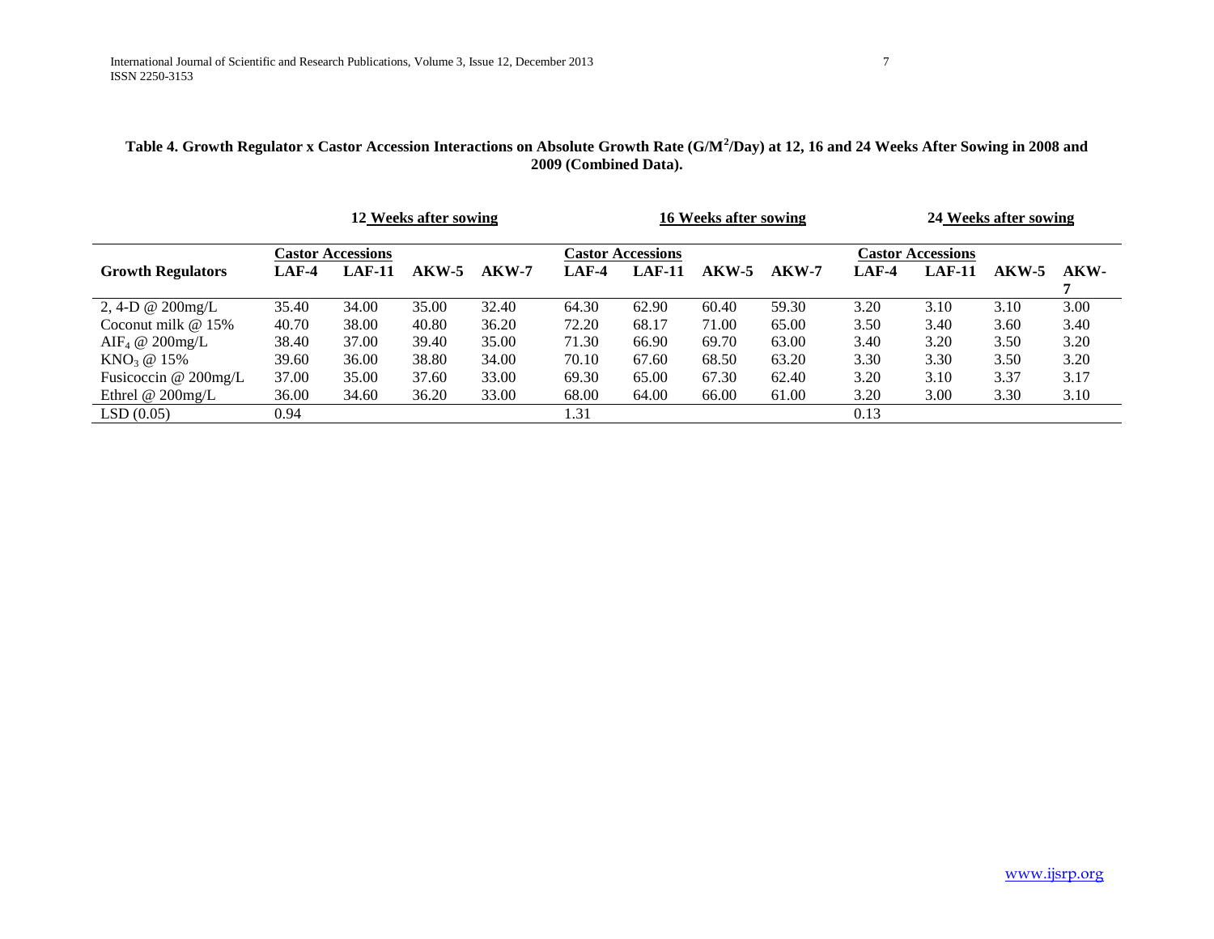**Table 4. Growth Regulator x Castor Accession Interactions on Absolute Growth Rate ($G/M^2$/Day) at 12, 16 and 24 Weeks After Sowing in 2008 and 2009 (Combined Data).**

| | 12 Weeks after sowing | | | | 16 Weeks after sowing | | | | 24 Weeks after sowing | | | |
|---|---|---|---|---|---|---|---|---|---|---|---|---|
| | Castor Accessions | | | | Castor Accessions | | | | Castor Accessions | | | |
| **Growth Regulators** | **LAF-4** | **LAF-11** | **AKW-5** | **AKW-7** | **LAF-4** | **LAF-11** | **AKW-5** | **AKW-7** | **LAF-4** | **LAF-11** | **AKW-5** | **AKW-7** |
| 2, 4-D @ 200mg/L | 35.40 | 34.00 | 35.00 | 32.40 | 64.30 | 62.90 | 60.40 | 59.30 | 3.20 | 3.10 | 3.10 | 3.00 |
| Coconut milk @ 15% | 40.70 | 38.00 | 40.80 | 36.20 | 72.20 | 68.17 | 71.00 | 65.00 | 3.50 | 3.40 | 3.60 | 3.40 |
| $AIF_4$ @ 200mg/L | 38.40 | 37.00 | 39.40 | 35.00 | 71.30 | 66.90 | 69.70 | 63.00 | 3.40 | 3.20 | 3.50 | 3.20 |
| $KNO_3$ @ 15% | 39.60 | 36.00 | 38.80 | 34.00 | 70.10 | 67.60 | 68.50 | 63.20 | 3.30 | 3.30 | 3.50 | 3.20 |
| Fusicoccin @ 200mg/L | 37.00 | 35.00 | 37.60 | 33.00 | 69.30 | 65.00 | 67.30 | 62.40 | 3.20 | 3.10 | 3.37 | 3.17 |
| Ethrel @ 200mg/L | 36.00 | 34.60 | 36.20 | 33.00 | 68.00 | 64.00 | 66.00 | 61.00 | 3.20 | 3.00 | 3.30 | 3.10 |
| LSD (0.05) | 0.94 | | | | 1.31 | | | | 0.13 | | | |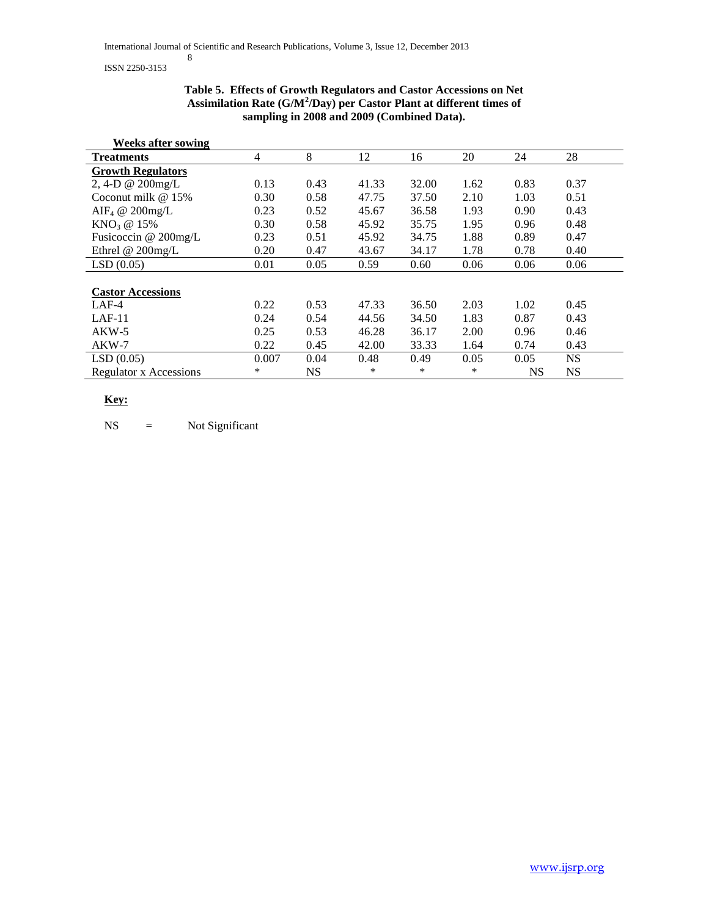**Table 5. Effects of Growth Regulators and Castor Accessions on Net Assimilation Rate ($G/M^2/Day$) per Castor Plant at different times of sampling in 2008 and 2009 (Combined Data).**

| **Weeks after sowing** | | | | | | | |
|---|---|---|---|---|---|---|---|
| **Treatments** | 4 | 8 | 12 | 16 | 20 | 24 | 28 |
| **Growth Regulators** | | | | | | | |
| 2, 4-D @ 200mg/L | 0.13 | 0.43 | 41.33 | 32.00 | 1.62 | 0.83 | 0.37 |
| Coconut milk @ 15% | 0.30 | 0.58 | 47.75 | 37.50 | 2.10 | 1.03 | 0.51 |
| $AIF_4$ @ 200mg/L | 0.23 | 0.52 | 45.67 | 36.58 | 1.93 | 0.90 | 0.43 |
| $KNO_3$ @ 15% | 0.30 | 0.58 | 45.92 | 35.75 | 1.95 | 0.96 | 0.48 |
| Fusicoccin @ 200mg/L | 0.23 | 0.51 | 45.92 | 34.75 | 1.88 | 0.89 | 0.47 |
| Ethrel @ 200mg/L | 0.20 | 0.47 | 43.67 | 34.17 | 1.78 | 0.78 | 0.40 |
| LSD (0.05) | 0.01 | 0.05 | 0.59 | 0.60 | 0.06 | 0.06 | 0.06 |
| **Castor Accessions** | | | | | | | |
| LAF-4 | 0.22 | 0.53 | 47.33 | 36.50 | 2.03 | 1.02 | 0.45 |
| LAF-11 | 0.24 | 0.54 | 44.56 | 34.50 | 1.83 | 0.87 | 0.43 |
| AKW-5 | 0.25 | 0.53 | 46.28 | 36.17 | 2.00 | 0.96 | 0.46 |
| AKW-7 | 0.22 | 0.45 | 42.00 | 33.33 | 1.64 | 0.74 | 0.43 |
| LSD (0.05) | 0.007 | 0.04 | 0.48 | 0.49 | 0.05 | 0.05 | NS |
| Regulator x Accessions | * | NS | * | * | * | NS | NS |

**Key:**

NS = Not Significant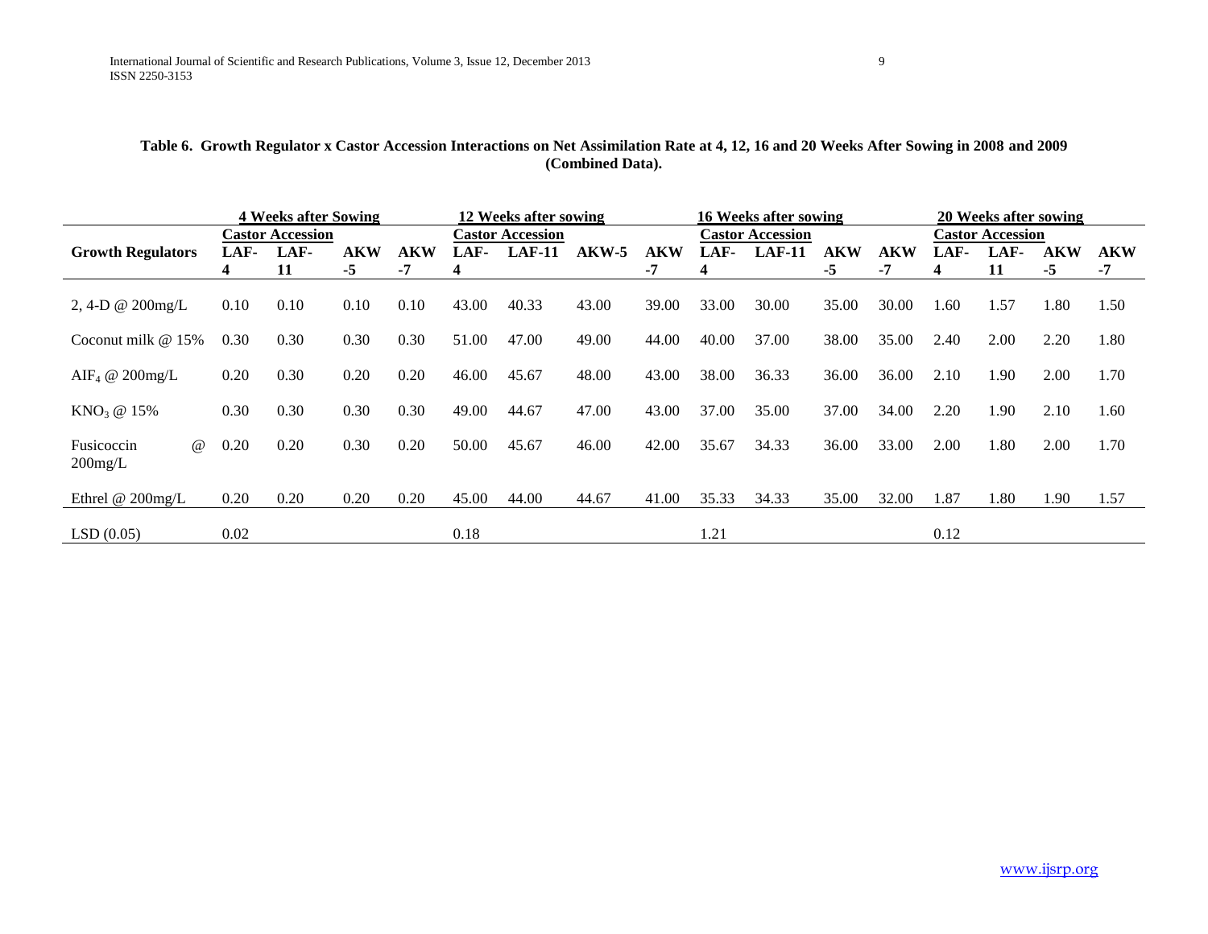**Table 6. Growth Regulator x Castor Accession Interactions on Net Assimilation Rate at 4, 12, 16 and 20 Weeks After Sowing in 2008 and 2009 (Combined Data).**

| | 4 Weeks after Sowing | | | | 12 Weeks after sowing | | | | 16 Weeks after sowing | | | | 20 Weeks after sowing | | | |
|---|---|---|---|---|---|---|---|---|---|---|---|---|---|---|---|---|
| | Castor Accession | | | | Castor Accession | | | | Castor Accession | | | | Castor Accession | | | |
| **Growth Regulators** | **LAF-4** | **LAF-11** | **AKW-5** | **AKW-7** | **LAF-4** | **LAF-11** | **AKW-5** | **AKW-7** | **LAF-4** | **LAF-11** | **AKW-5** | **AKW-7** | **LAF-4** | **LAF-11** | **AKW-5** | **AKW-7** |
| 2, 4-D @ 200mg/L | 0.10 | 0.10 | 0.10 | 0.10 | 43.00 | 40.33 | 43.00 | 39.00 | 33.00 | 30.00 | 35.00 | 30.00 | 1.60 | 1.57 | 1.80 | 1.50 |
| Coconut milk @ 15% | 0.30 | 0.30 | 0.30 | 0.30 | 51.00 | 47.00 | 49.00 | 44.00 | 40.00 | 37.00 | 38.00 | 35.00 | 2.40 | 2.00 | 2.20 | 1.80 |
| $AIF_4$ @ 200mg/L | 0.20 | 0.30 | 0.20 | 0.20 | 46.00 | 45.67 | 48.00 | 43.00 | 38.00 | 36.33 | 36.00 | 36.00 | 2.10 | 1.90 | 2.00 | 1.70 |
| $KNO_3$ @ 15% | 0.30 | 0.30 | 0.30 | 0.30 | 49.00 | 44.67 | 47.00 | 43.00 | 37.00 | 35.00 | 37.00 | 34.00 | 2.20 | 1.90 | 2.10 | 1.60 |
| Fusicoccin @ 200mg/L | 0.20 | 0.20 | 0.30 | 0.20 | 50.00 | 45.67 | 46.00 | 42.00 | 35.67 | 34.33 | 36.00 | 33.00 | 2.00 | 1.80 | 2.00 | 1.70 |
| Ethrel @ 200mg/L | 0.20 | 0.20 | 0.20 | 0.20 | 45.00 | 44.00 | 44.67 | 41.00 | 35.33 | 34.33 | 35.00 | 32.00 | 1.87 | 1.80 | 1.90 | 1.57 |
| LSD (0.05) | 0.02 | | | | 0.18 | | | | 1.21 | | | | 0.12 | | | |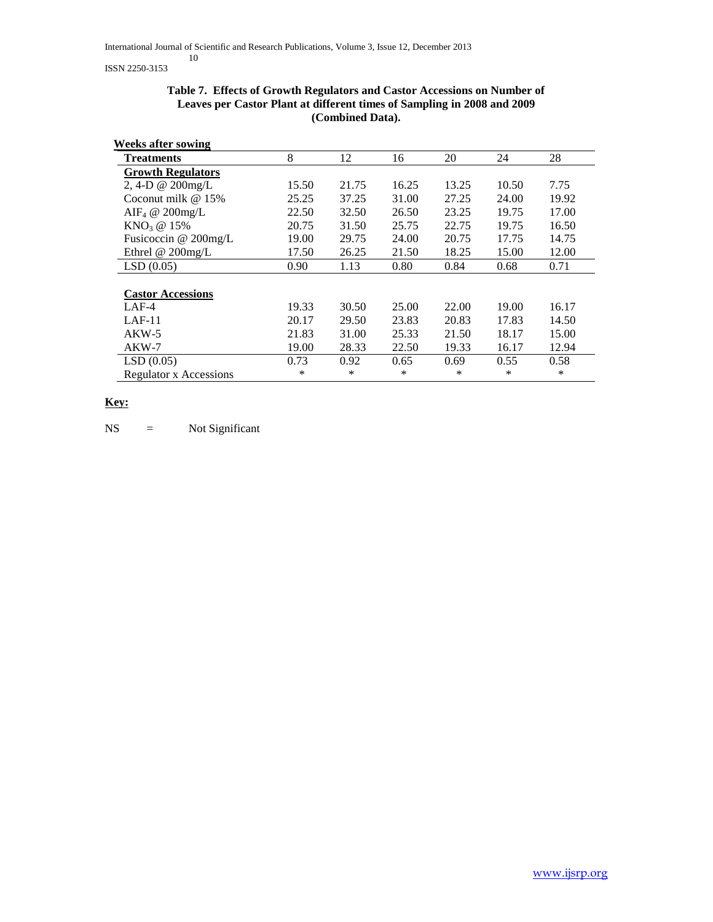**Table 7. Effects of Growth Regulators and Castor Accessions on Number of Leaves per Castor Plant at different times of Sampling in 2008 and 2009 (Combined Data).**

| Weeks after sowing | | | | | | |
|---|---|---|---|---|---|---|
| **Treatments** | 8 | 12 | 16 | 20 | 24 | 28 |
| **Growth Regulators** | | | | | | |
| 2, 4-D @ 200mg/L | 15.50 | 21.75 | 16.25 | 13.25 | 10.50 | 7.75 |
| Coconut milk @ 15% | 25.25 | 37.25 | 31.00 | 27.25 | 24.00 | 19.92 |
| $AIF_4$ @ 200mg/L | 22.50 | 32.50 | 26.50 | 23.25 | 19.75 | 17.00 |
| $KNO_3$ @ 15% | 20.75 | 31.50 | 25.75 | 22.75 | 19.75 | 16.50 |
| Fusicoccin @ 200mg/L | 19.00 | 29.75 | 24.00 | 20.75 | 17.75 | 14.75 |
| Ethrel @ 200mg/L | 17.50 | 26.25 | 21.50 | 18.25 | 15.00 | 12.00 |
| LSD (0.05) | 0.90 | 1.13 | 0.80 | 0.84 | 0.68 | 0.71 |
| **Castor Accessions** | | | | | | |
| LAF-4 | 19.33 | 30.50 | 25.00 | 22.00 | 19.00 | 16.17 |
| LAF-11 | 20.17 | 29.50 | 23.83 | 20.83 | 17.83 | 14.50 |
| AKW-5 | 21.83 | 31.00 | 25.33 | 21.50 | 18.17 | 15.00 |
| AKW-7 | 19.00 | 28.33 | 22.50 | 19.33 | 16.17 | 12.94 |
| LSD (0.05) | 0.73 | 0.92 | 0.65 | 0.69 | 0.55 | 0.58 |
| Regulator x Accessions | * | * | * | * | * | * |

**Key:**

NS = Not Significant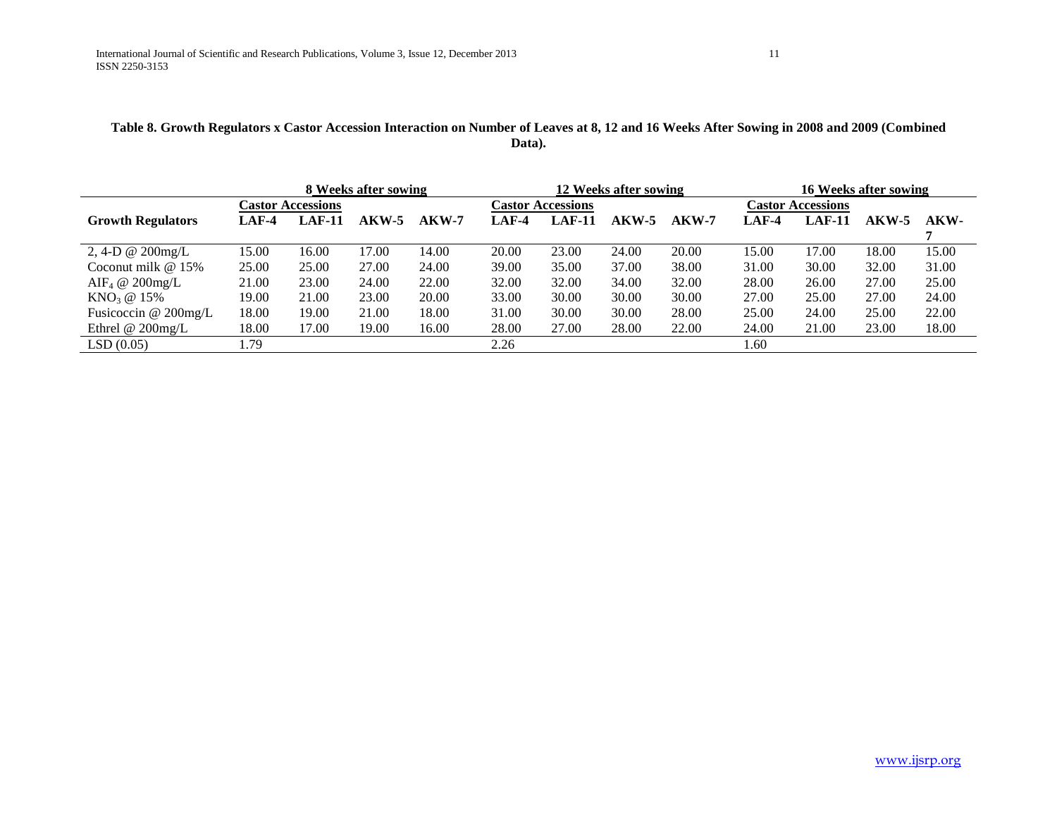**Table 8. Growth Regulators x Castor Accession Interaction on Number of Leaves at 8, 12 and 16 Weeks After Sowing in 2008 and 2009 (Combined Data).**

| | 8 Weeks after sowing | | | | 12 Weeks after sowing | | | | 16 Weeks after sowing | | | |
|---|---|---|---|---|---|---|---|---|---|---|---|---|
| | Castor Accessions | | | | Castor Accessions | | | | Castor Accessions | | | |
| **Growth Regulators** | **LAF-4** | **LAF-11** | **AKW-5** | **AKW-7** | **LAF-4** | **LAF-11** | **AKW-5** | **AKW-7** | **LAF-4** | **LAF-11** | **AKW-5** | **AKW-7** |
| 2, 4-D @ 200mg/L | 15.00 | 16.00 | 17.00 | 14.00 | 20.00 | 23.00 | 24.00 | 20.00 | 15.00 | 17.00 | 18.00 | 15.00 |
| Coconut milk @ 15% | 25.00 | 25.00 | 27.00 | 24.00 | 39.00 | 35.00 | 37.00 | 38.00 | 31.00 | 30.00 | 32.00 | 31.00 |
| $AIF_4$ @ 200mg/L | 21.00 | 23.00 | 24.00 | 22.00 | 32.00 | 32.00 | 34.00 | 32.00 | 28.00 | 26.00 | 27.00 | 25.00 |
| $KNO_3$ @ 15% | 19.00 | 21.00 | 23.00 | 20.00 | 33.00 | 30.00 | 30.00 | 30.00 | 27.00 | 25.00 | 27.00 | 24.00 |
| Fusicoccin @ 200mg/L | 18.00 | 19.00 | 21.00 | 18.00 | 31.00 | 30.00 | 30.00 | 28.00 | 25.00 | 24.00 | 25.00 | 22.00 |
| Ethrel @ 200mg/L | 18.00 | 17.00 | 19.00 | 16.00 | 28.00 | 27.00 | 28.00 | 22.00 | 24.00 | 21.00 | 23.00 | 18.00 |
| LSD (0.05) | 1.79 | | | | 2.26 | | | | 1.60 | | | |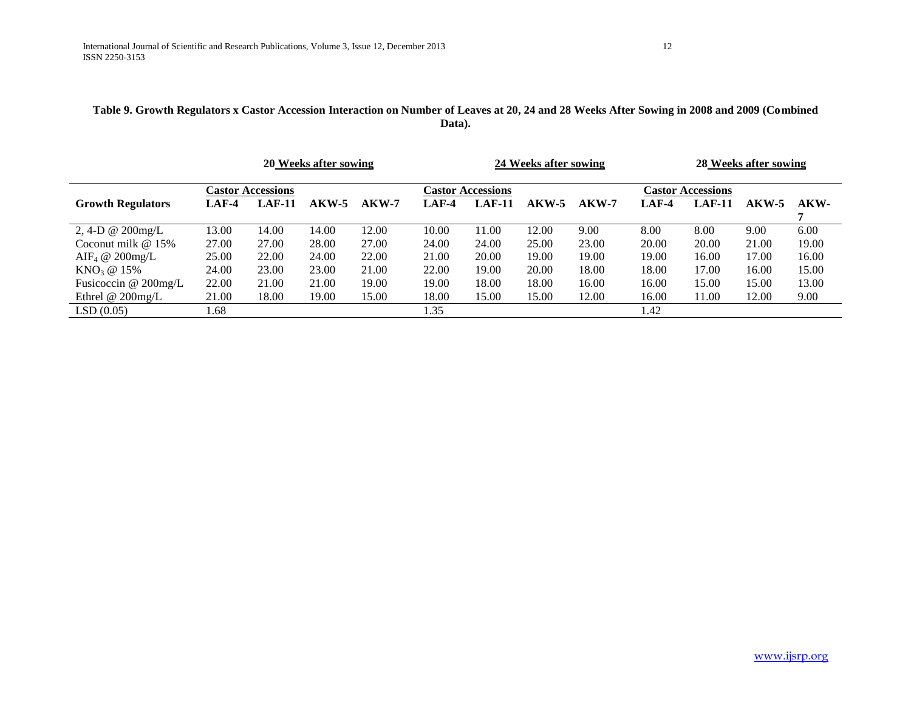**Table 9. Growth Regulators x Castor Accession Interaction on Number of Leaves at 20, 24 and 28 Weeks After Sowing in 2008 and 2009 (Combined Data).**

| | 20 Weeks after sowing | | | | 24 Weeks after sowing | | | | 28 Weeks after sowing | | | |
|---|---|---|---|---|---|---|---|---|---|---|---|---|
| | Castor Accessions | | | | Castor Accessions | | | | Castor Accessions | | | |
| **Growth Regulators** | **LAF-4** | **LAF-11** | **AKW-5** | **AKW-7** | **LAF-4** | **LAF-11** | **AKW-5** | **AKW-7** | **LAF-4** | **LAF-11** | **AKW-5** | **AKW-7** |
| 2, 4-D @ 200mg/L | 13.00 | 14.00 | 14.00 | 12.00 | 10.00 | 11.00 | 12.00 | 9.00 | 8.00 | 8.00 | 9.00 | 6.00 |
| Coconut milk @ 15% | 27.00 | 27.00 | 28.00 | 27.00 | 24.00 | 24.00 | 25.00 | 23.00 | 20.00 | 20.00 | 21.00 | 19.00 |
| $AIF_4$ @ 200mg/L | 25.00 | 22.00 | 24.00 | 22.00 | 21.00 | 20.00 | 19.00 | 19.00 | 19.00 | 16.00 | 17.00 | 16.00 |
| $KNO_3$ @ 15% | 24.00 | 23.00 | 23.00 | 21.00 | 22.00 | 19.00 | 20.00 | 18.00 | 18.00 | 17.00 | 16.00 | 15.00 |
| Fusicoccin @ 200mg/L | 22.00 | 21.00 | 21.00 | 19.00 | 19.00 | 18.00 | 18.00 | 16.00 | 16.00 | 15.00 | 15.00 | 13.00 |
| Ethrel @ 200mg/L | 21.00 | 18.00 | 19.00 | 15.00 | 18.00 | 15.00 | 15.00 | 12.00 | 16.00 | 11.00 | 12.00 | 9.00 |
| LSD (0.05) | 1.68 | | | | 1.35 | | | | 1.42 | | | |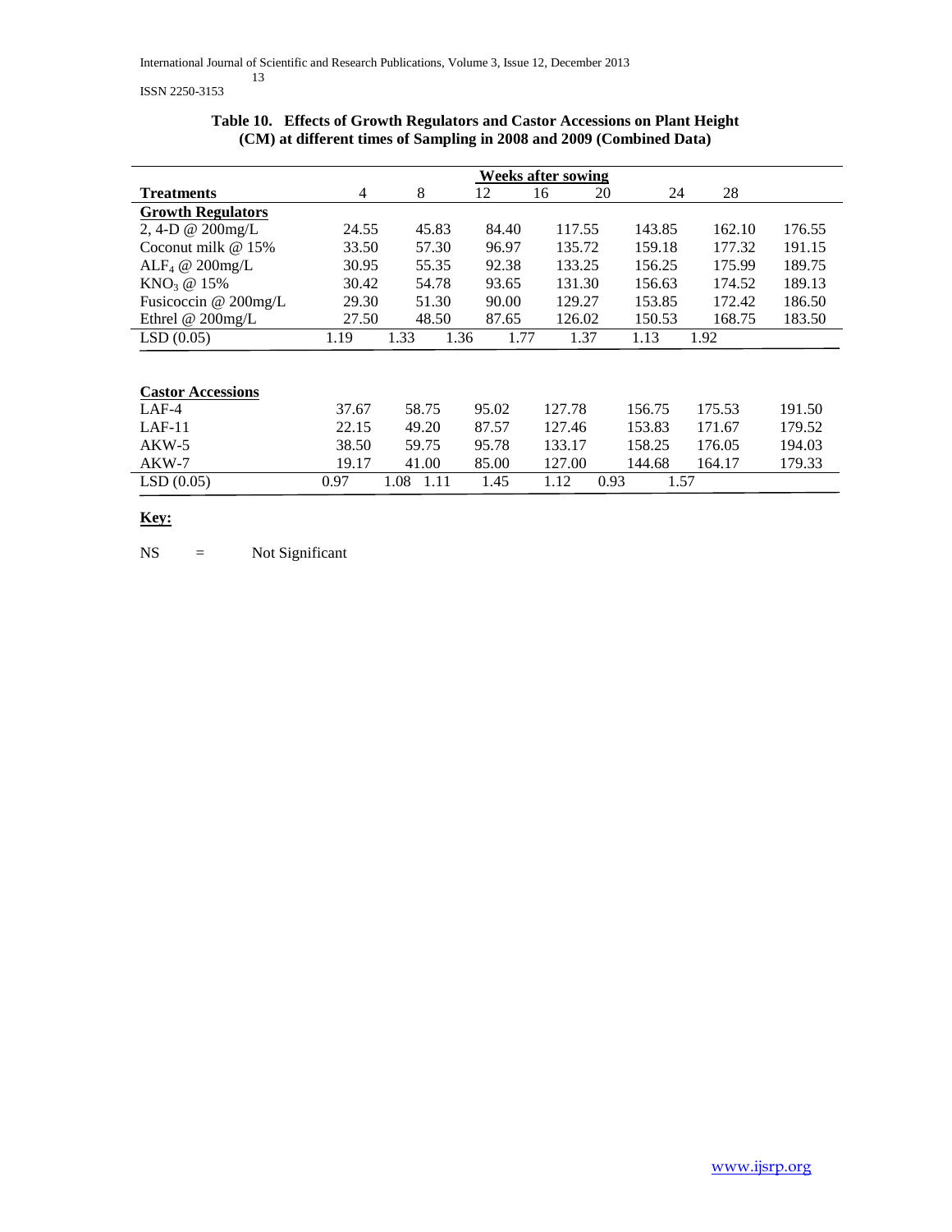**Table 10. Effects of Growth Regulators and Castor Accessions on Plant Height (CM) at different times of Sampling in 2008 and 2009 (Combined Data)**

| | Weeks after sowing | | | | | | |
|---|---|---|---|---|---|---|---|
| **Treatments** | 4 | 8 | 12 | 16 | 20 | 24 | 28 |
| **Growth Regulators** | | | | | | | |
| 2, 4-D @ 200mg/L | 24.55 | 45.83 | 84.40 | 117.55 | 143.85 | 162.10 | 176.55 |
| Coconut milk @ 15% | 33.50 | 57.30 | 96.97 | 135.72 | 159.18 | 177.32 | 191.15 |
| $ALF_4$ @ 200mg/L | 30.95 | 55.35 | 92.38 | 133.25 | 156.25 | 175.99 | 189.75 |
| $KNO_3$ @ 15% | 30.42 | 54.78 | 93.65 | 131.30 | 156.63 | 174.52 | 189.13 |
| Fusicoccin @ 200mg/L | 29.30 | 51.30 | 90.00 | 129.27 | 153.85 | 172.42 | 186.50 |
| Ethrel @ 200mg/L | 27.50 | 48.50 | 87.65 | 126.02 | 150.53 | 168.75 | 183.50 |
| LSD (0.05) | 1.19 | 1.33 | 1.36 | 1.77 | 1.37 | 1.13 | 1.92 |
| **Castor Accessions** | | | | | | | |
| LAF-4 | 37.67 | 58.75 | 95.02 | 127.78 | 156.75 | 175.53 | 191.50 |
| LAF-11 | 22.15 | 49.20 | 87.57 | 127.46 | 153.83 | 171.67 | 179.52 |
| AKW-5 | 38.50 | 59.75 | 95.78 | 133.17 | 158.25 | 176.05 | 194.03 |
| AKW-7 | 19.17 | 41.00 | 85.00 | 127.00 | 144.68 | 164.17 | 179.33 |
| LSD (0.05) | 0.97 | 1.08 | 1.11 | 1.45 | 1.12 | 0.93 | 1.57 |

**Key:**

NS = Not Significant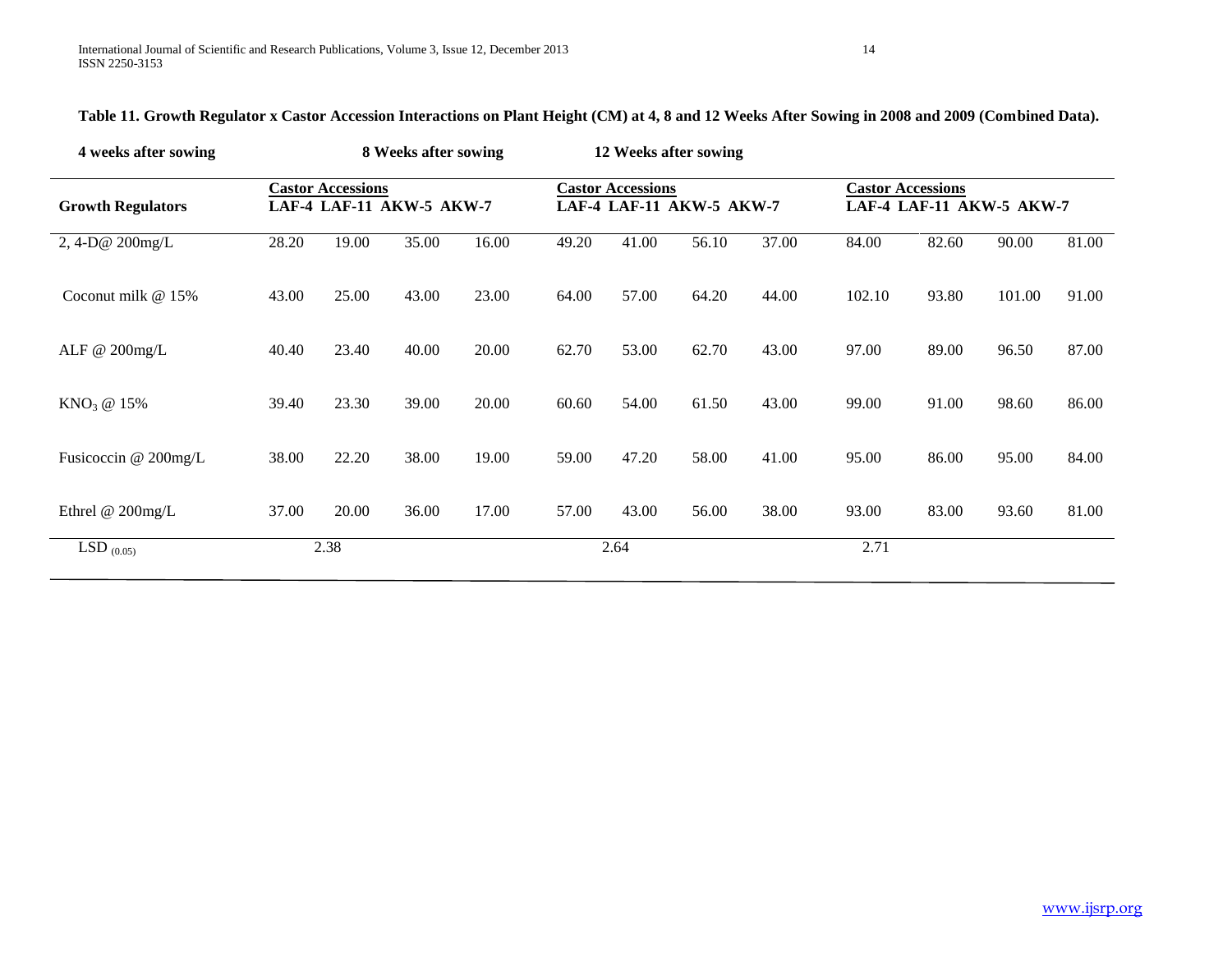**Table 11. Growth Regulator x Castor Accession Interactions on Plant Height (CM) at 4, 8 and 12 Weeks After Sowing in 2008 and 2009 (Combined Data).**

| | 4 weeks after sowing | | | | 8 Weeks after sowing | | | | 12 Weeks after sowing | | | |
|---|---|---|---|---|---|---|---|---|---|---|---|---|
| | Castor Accessions | | | | Castor Accessions | | | | Castor Accessions | | | |
| Growth Regulators | LAF-4 | LAF-11 | AKW-5 | AKW-7 | LAF-4 | LAF-11 | AKW-5 | AKW-7 | LAF-4 | LAF-11 | AKW-5 | AKW-7 |
| 2, 4-D@ 200mg/L | 28.20 | 19.00 | 35.00 | 16.00 | 49.20 | 41.00 | 56.10 | 37.00 | 84.00 | 82.60 | 90.00 | 81.00 |
| Coconut milk @ 15% | 43.00 | 25.00 | 43.00 | 23.00 | 64.00 | 57.00 | 64.20 | 44.00 | 102.10 | 93.80 | 101.00 | 91.00 |
| ALF @ 200mg/L | 40.40 | 23.40 | 40.00 | 20.00 | 62.70 | 53.00 | 62.70 | 43.00 | 97.00 | 89.00 | 96.50 | 87.00 |
| $KNO_3$ @ 15% | 39.40 | 23.30 | 39.00 | 20.00 | 60.60 | 54.00 | 61.50 | 43.00 | 99.00 | 91.00 | 98.60 | 86.00 |
| Fusicoccin @ 200mg/L | 38.00 | 22.20 | 38.00 | 19.00 | 59.00 | 47.20 | 58.00 | 41.00 | 95.00 | 86.00 | 95.00 | 84.00 |
| Ethrel @ 200mg/L | 37.00 | 20.00 | 36.00 | 17.00 | 57.00 | 43.00 | 56.00 | 38.00 | 93.00 | 83.00 | 93.60 | 81.00 |
| $LSD_{(0.05)}$ | 2.38 | | | | 2.64 | | | | 2.71 | | | |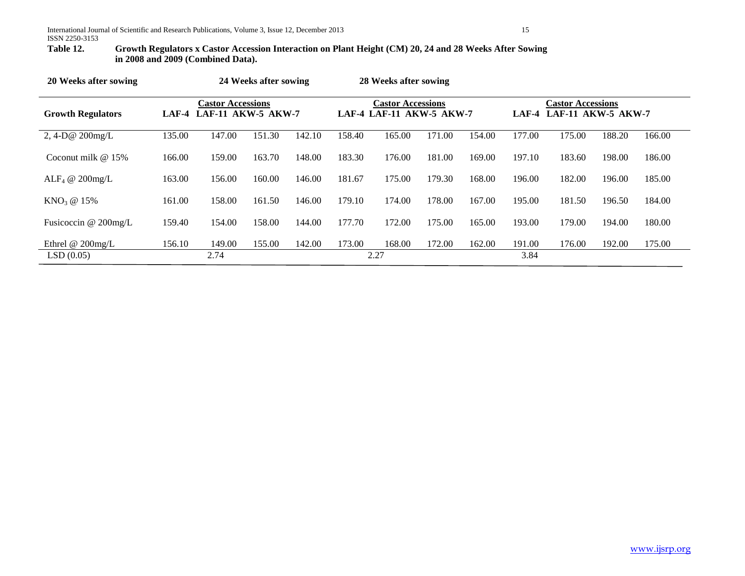**Table 12. Growth Regulators x Castor Accession Interaction on Plant Height (CM) 20, 24 and 28 Weeks After Sowing in 2008 and 2009 (Combined Data).**

| | 20 Weeks after sowing | | | | 24 Weeks after sowing | | | | 28 Weeks after sowing | | | |
|---|---|---|---|---|---|---|---|---|---|---|---|---|
| | Castor Accessions | | | | Castor Accessions | | | | Castor Accessions | | | |
| Growth Regulators | LAF-4 | LAF-11 | AKW-5 | AKW-7 | LAF-4 | LAF-11 | AKW-5 | AKW-7 | LAF-4 | LAF-11 | AKW-5 | AKW-7 |
| 2, 4-D@ 200mg/L | 135.00 | 147.00 | 151.30 | 142.10 | 158.40 | 165.00 | 171.00 | 154.00 | 177.00 | 175.00 | 188.20 | 166.00 |
| Coconut milk @ 15% | 166.00 | 159.00 | 163.70 | 148.00 | 183.30 | 176.00 | 181.00 | 169.00 | 197.10 | 183.60 | 198.00 | 186.00 |
| $ALF_4$ @ 200mg/L | 163.00 | 156.00 | 160.00 | 146.00 | 181.67 | 175.00 | 179.30 | 168.00 | 196.00 | 182.00 | 196.00 | 185.00 |
| $KNO_3$ @ 15% | 161.00 | 158.00 | 161.50 | 146.00 | 179.10 | 174.00 | 178.00 | 167.00 | 195.00 | 181.50 | 196.50 | 184.00 |
| Fusicoccin @ 200mg/L | 159.40 | 154.00 | 158.00 | 144.00 | 177.70 | 172.00 | 175.00 | 165.00 | 193.00 | 179.00 | 194.00 | 180.00 |
| Ethrel @ 200mg/L | 156.10 | 149.00 | 155.00 | 142.00 | 173.00 | 168.00 | 172.00 | 162.00 | 191.00 | 176.00 | 192.00 | 175.00 |
| LSD (0.05) | | 2.74 | | | | 2.27 | | | 3.84 | | | |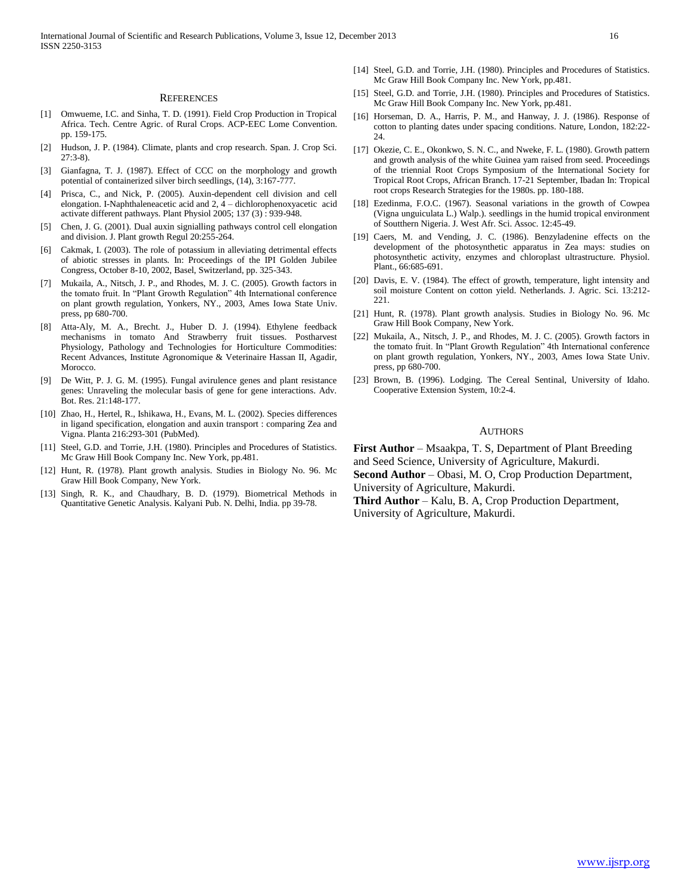## REFERENCES

[1] Omwueme, I.C. and Sinha, T. D. (1991). Field Crop Production in Tropical Africa. Tech. Centre Agric. of Rural Crops. ACP-EEC Lome Convention. pp. 159-175.

[2] Hudson, J. P. (1984). Climate, plants and crop research. Span. J. Crop Sci. 27:3-8).

[3] Gianfagna, T. J. (1987). Effect of CCC on the morphology and growth potential of containerized silver birch seedlings, (14), 3:167-777.

[4] Prisca, C., and Nick, P. (2005). Auxin-dependent cell division and cell elongation. I-Naphthaleneacetic acid and 2, 4 – dichlorophenoxyacetic acid activate different pathways. Plant Physiol 2005; 137 (3) : 939-948.

[5] Chen, J. G. (2001). Dual auxin signialling pathways control cell elongation and division. J. Plant growth Regul 20:255-264.

[6] Cakmak, I. (2003). The role of potassium in alleviating detrimental effects of abiotic stresses in plants. In: Proceedings of the IPI Golden Jubilee Congress, October 8-10, 2002, Basel, Switzerland, pp. 325-343.

[7] Mukaila, A., Nitsch, J. P., and Rhodes, M. J. C. (2005). Growth factors in the tomato fruit. In "Plant Growth Regulation" 4th International conference on plant growth regulation, Yonkers, NY., 2003, Ames Iowa State Univ. press, pp 680-700.

[8] Atta-Aly, M. A., Brecht. J., Huber D. J. (1994). Ethylene feedback mechanisms in tomato And Strawberry fruit tissues. Postharvest Physiology, Pathology and Technologies for Horticulture Commodities: Recent Advances, Institute Agronomique & Veterinaire Hassan II, Agadir, Morocco.

[9] De Witt, P. J. G. M. (1995). Fungal avirulence genes and plant resistance genes: Unraveling the molecular basis of gene for gene interactions. Adv. Bot. Res. 21:148-177.

[10] Zhao, H., Hertel, R., Ishikawa, H., Evans, M. L. (2002). Species differences in ligand specification, elongation and auxin transport : comparing Zea and Vigna. Planta 216:293-301 (PubMed).

[11] Steel, G.D. and Torrie, J.H. (1980). Principles and Procedures of Statistics. Mc Graw Hill Book Company Inc. New York, pp.481.

[12] Hunt, R. (1978). Plant growth analysis. Studies in Biology No. 96. Mc Graw Hill Book Company, New York.

[13] Singh, R. K., and Chaudhary, B. D. (1979). Biometrical Methods in Quantitative Genetic Analysis. Kalyani Pub. N. Delhi, India. pp 39-78.

[14] Steel, G.D. and Torrie, J.H. (1980). Principles and Procedures of Statistics. Mc Graw Hill Book Company Inc. New York, pp.481.

[15] Steel, G.D. and Torrie, J.H. (1980). Principles and Procedures of Statistics. Mc Graw Hill Book Company Inc. New York, pp.481.

[16] Horseman, D. A., Harris, P. M., and Hanway, J. J. (1986). Response of cotton to planting dates under spacing conditions. Nature, London, 182:22-24.

[17] Okezie, C. E., Okonkwo, S. N. C., and Nweke, F. L. (1980). Growth pattern and growth analysis of the white Guinea yam raised from seed. Proceedings of the triennial Root Crops Symposium of the International Society for Tropical Root Crops, African Branch. 17-21 September, Ibadan In: Tropical root crops Research Strategies for the 1980s. pp. 180-188.

[18] Ezedinma, F.O.C. (1967). Seasonal variations in the growth of Cowpea (Vigna unguiculata L.) Walp.). seedlings in the humid tropical environment of Soutthern Nigeria. J. West Afr. Sci. Assoc. 12:45-49.

[19] Caers, M. and Vending, J. C. (1986). Benzyladenine effects on the development of the photosynthetic apparatus in Zea mays: studies on photosynthetic activity, enzymes and chloroplast ultrastructure. Physiol. Plant., 66:685-691.

[20] Davis, E. V. (1984). The effect of growth, temperature, light intensity and soil moisture Content on cotton yield. Netherlands. J. Agric. Sci. 13:212-221.

[21] Hunt, R. (1978). Plant growth analysis. Studies in Biology No. 96. Mc Graw Hill Book Company, New York.

[22] Mukaila, A., Nitsch, J. P., and Rhodes, M. J. C. (2005). Growth factors in the tomato fruit. In "Plant Growth Regulation" 4th International conference on plant growth regulation, Yonkers, NY., 2003, Ames Iowa State Univ. press, pp 680-700.

[23] Brown, B. (1996). Lodging. The Cereal Sentinal, University of Idaho. Cooperative Extension System, 10:2-4.

## AUTHORS

**First Author** – Msaakpa, T. S, Department of Plant Breeding and Seed Science, University of Agriculture, Makurdi.

**Second Author** – Obasi, M. O, Crop Production Department, University of Agriculture, Makurdi.

**Third Author** – Kalu, B. A, Crop Production Department, University of Agriculture, Makurdi.